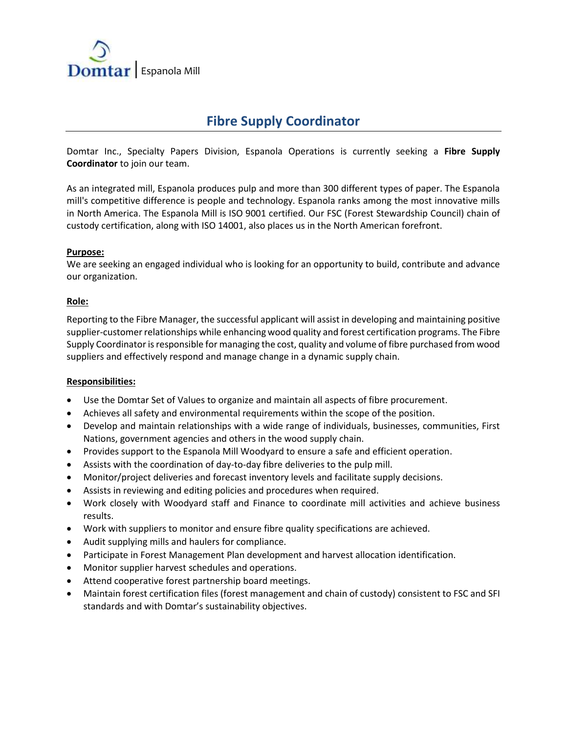Domtar | Espanola Mill

# Fibre Supply Coordinator

Domtar Inc., Specialty Papers Division, Espanola Operations is currently seeking a **Fibre Supply Coordinator** to join our team.

As an integrated mill, Espanola produces pulp and more than 300 different types of paper. The Espanola mill's competitive difference is people and technology. Espanola ranks among the most innovative mills in North America. The Espanola Mill is ISO 9001 certified. Our FSC (Forest Stewardship Council) chain of custody certification, along with ISO 14001, also places us in the North American forefront.

## Purpose:

We are seeking an engaged individual who is looking for an opportunity to build, contribute and advance our organization.

## Role:

Reporting to the Fibre Manager, the successful applicant will assist in developing and maintaining positive supplier-customer relationships while enhancing wood quality and forest certification programs. The Fibre Supply Coordinator is responsible for managing the cost, quality and volume of fibre purchased from wood suppliers and effectively respond and manage change in a dynamic supply chain.

## Responsibilities:

- Use the Domtar Set of Values to organize and maintain all aspects of fibre procurement.
- Achieves all safety and environmental requirements within the scope of the position.
- Develop and maintain relationships with a wide range of individuals, businesses, communities, First Nations, government agencies and others in the wood supply chain.
- Provides support to the Espanola Mill Woodyard to ensure a safe and efficient operation.
- Assists with the coordination of day-to-day fibre deliveries to the pulp mill.
- Monitor/project deliveries and forecast inventory levels and facilitate supply decisions.
- Assists in reviewing and editing policies and procedures when required.
- Work closely with Woodyard staff and Finance to coordinate mill activities and achieve business results.
- Work with suppliers to monitor and ensure fibre quality specifications are achieved.
- Audit supplying mills and haulers for compliance.
- Participate in Forest Management Plan development and harvest allocation identification.
- Monitor supplier harvest schedules and operations.
- Attend cooperative forest partnership board meetings.
- Maintain forest certification files (forest management and chain of custody) consistent to FSC and SFI standards and with Domtar's sustainability objectives.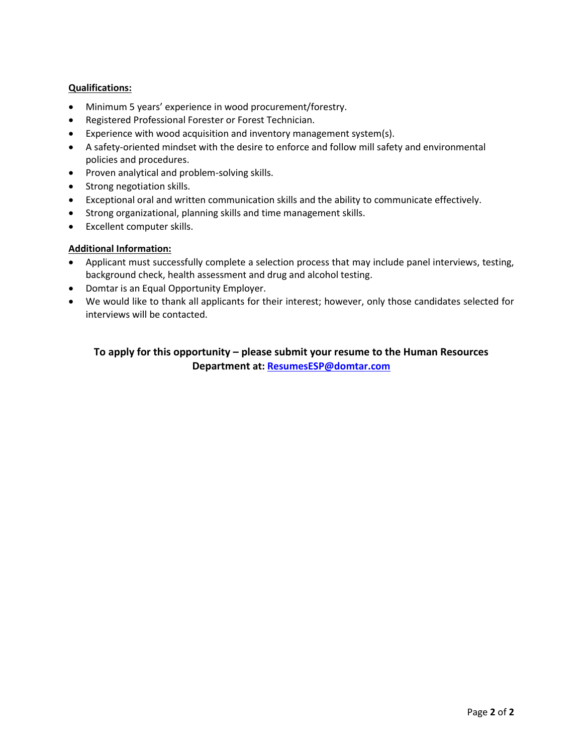**Qualifications:**

- Minimum 5 years' experience in wood procurement/forestry.
- Registered Professional Forester or Forest Technician.
- Experience with wood acquisition and inventory management system(s).
- A safety-oriented mindset with the desire to enforce and follow mill safety and environmental policies and procedures.
- Proven analytical and problem-solving skills.
- Strong negotiation skills.
- Exceptional oral and written communication skills and the ability to communicate effectively.
- Strong organizational, planning skills and time management skills.
- Excellent computer skills.

**Additional Information:**

- Applicant must successfully complete a selection process that may include panel interviews, testing, background check, health assessment and drug and alcohol testing.
- Domtar is an Equal Opportunity Employer.
- We would like to thank all applicants for their interest; however, only those candidates selected for interviews will be contacted.

**To apply for this opportunity – please submit your resume to the Human Resources Department at: ResumesESP@domtar.com**